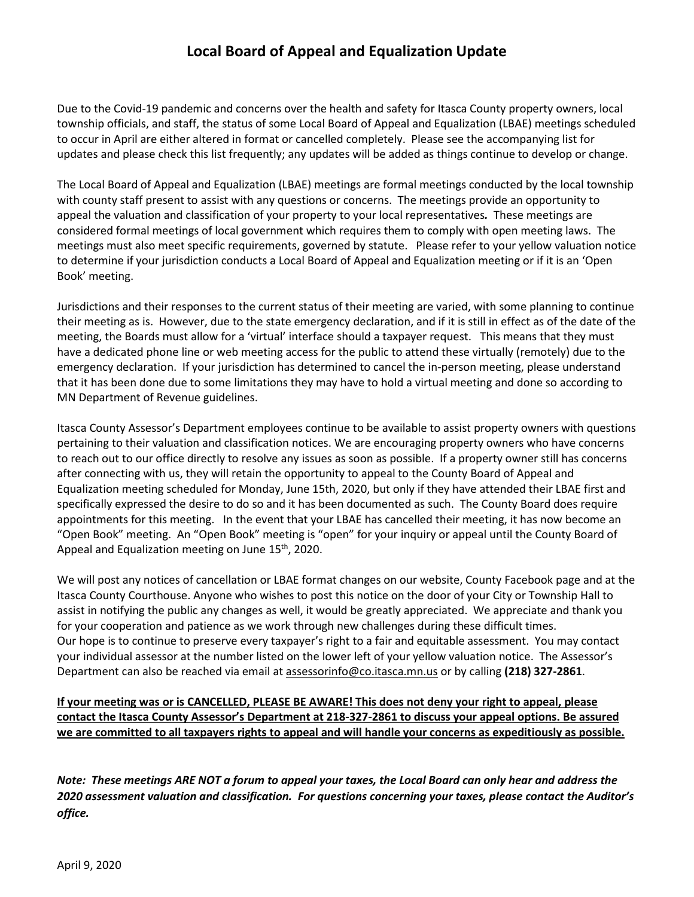# Local Board of Appeal and Equalization Update

Due to the Covid-19 pandemic and concerns over the health and safety for Itasca County property owners, local township officials, and staff, the status of some Local Board of Appeal and Equalization (LBAE) meetings scheduled to occur in April are either altered in format or cancelled completely. Please see the accompanying list for updates and please check this list frequently; any updates will be added as things continue to develop or change.

The Local Board of Appeal and Equalization (LBAE) meetings are formal meetings conducted by the local township with county staff present to assist with any questions or concerns. The meetings provide an opportunity to appeal the valuation and classification of your property to your local representatives**.** These meetings are considered formal meetings of local government which requires them to comply with open meeting laws. The meetings must also meet specific requirements, governed by statute. Please refer to your yellow valuation notice to determine if your jurisdiction conducts a Local Board of Appeal and Equalization meeting or if it is an 'Open Book' meeting.

Jurisdictions and their responses to the current status of their meeting are varied, with some planning to continue their meeting as is. However, due to the state emergency declaration, and if it is still in effect as of the date of the meeting, the Boards must allow for a 'virtual' interface should a taxpayer request. This means that they must have a dedicated phone line or web meeting access for the public to attend these virtually (remotely) due to the emergency declaration. If your jurisdiction has determined to cancel the in-person meeting, please understand that it has been done due to some limitations they may have to hold a virtual meeting and done so according to MN Department of Revenue guidelines.

Itasca County Assessor's Department employees continue to be available to assist property owners with questions pertaining to their valuation and classification notices. We are encouraging property owners who have concerns to reach out to our office directly to resolve any issues as soon as possible. If a property owner still has concerns after connecting with us, they will retain the opportunity to appeal to the County Board of Appeal and Equalization meeting scheduled for Monday, June 15th, 2020, but only if they have attended their LBAE first and specifically expressed the desire to do so and it has been documented as such. The County Board does require appointments for this meeting. In the event that your LBAE has cancelled their meeting, it has now become an "Open Book" meeting. An "Open Book" meeting is "open" for your inquiry or appeal until the County Board of Appeal and Equalization meeting on June 15th, 2020.

We will post any notices of cancellation or LBAE format changes on our website, County Facebook page and at the Itasca County Courthouse. Anyone who wishes to post this notice on the door of your City or Township Hall to assist in notifying the public any changes as well, it would be greatly appreciated. We appreciate and thank you for your cooperation and patience as we work through new challenges during these difficult times.
Our hope is to continue to preserve every taxpayer's right to a fair and equitable assessment. You may contact your individual assessor at the number listed on the lower left of your yellow valuation notice. The Assessor's Department can also be reached via email at assessorinfo@co.itasca.mn.us or by calling **(218) 327-2861**.

**If your meeting was or is CANCELLED, PLEASE BE AWARE! This does not deny your right to appeal, please contact the Itasca County Assessor's Department at 218-327-2861 to discuss your appeal options. Be assured we are committed to all taxpayers rights to appeal and will handle your concerns as expeditiously as possible.**

***Note: These meetings ARE NOT a forum to appeal your taxes, the Local Board can only hear and address the 2020 assessment valuation and classification. For questions concerning your taxes, please contact the Auditor's office.***

April 9, 2020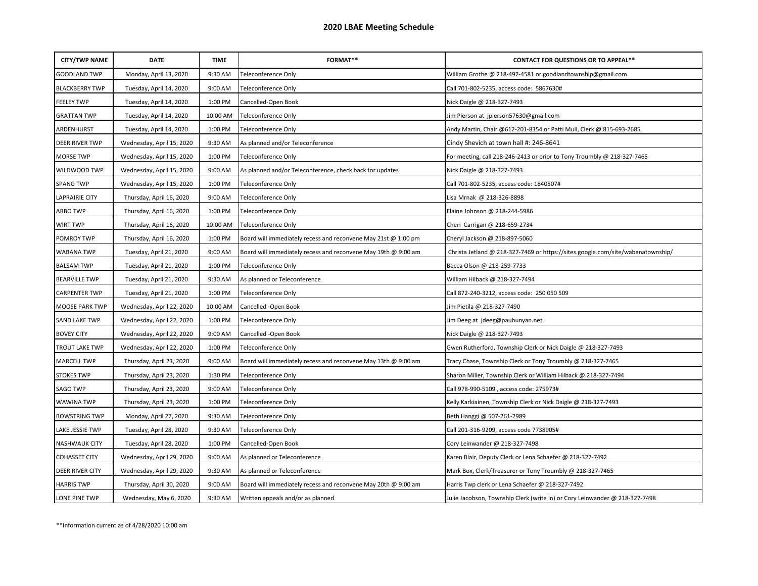## 2020 LBAE Meeting Schedule

| CITY/TWP NAME | DATE | TIME | FORMAT** | CONTACT FOR QUESTIONS OR TO APPEAL** |
|---|---|---|---|---|
| GOODLAND TWP | Monday, April 13, 2020 | 9:30 AM | Teleconference Only | William Grothe @ 218-492-4581 or goodlandtownship@gmail.com |
| BLACKBERRY TWP | Tuesday, April 14, 2020 | 9:00 AM | Teleconference Only | Call 701-802-5235, access code: 5867630# |
| FEELEY TWP | Tuesday, April 14, 2020 | 1:00 PM | Cancelled-Open Book | Nick Daigle @ 218-327-7493 |
| GRATTAN TWP | Tuesday, April 14, 2020 | 10:00 AM | Teleconference Only | Jim Pierson at jpierson57630@gmail.com |
| ARDENHURST | Tuesday, April 14, 2020 | 1:00 PM | Teleconference Only | Andy Martin, Chair @612-201-8354 or Patti Mull, Clerk @ 815-693-2685 |
| DEER RIVER TWP | Wednesday, April 15, 2020 | 9:30 AM | As planned and/or Teleconference | Cindy Shevich at town hall #: 246-8641 |
| MORSE TWP | Wednesday, April 15, 2020 | 1:00 PM | Teleconference Only | For meeting, call 218-246-2413 or prior to Tony Troumbly @ 218-327-7465 |
| WILDWOOD TWP | Wednesday, April 15, 2020 | 9:00 AM | As planned and/or Teleconference, check back for updates | Nick Daigle @ 218-327-7493 |
| SPANG TWP | Wednesday, April 15, 2020 | 1:00 PM | Teleconference Only | Call 701-802-5235, access code: 1840507# |
| LAPRAIRIE CITY | Thursday, April 16, 2020 | 9:00 AM | Teleconference Only | Lisa Mrnak @ 218-326-8898 |
| ARBO TWP | Thursday, April 16, 2020 | 1:00 PM | Teleconference Only | Elaine Johnson @ 218-244-5986 |
| WIRT TWP | Thursday, April 16, 2020 | 10:00 AM | Teleconference Only | Cheri Carrigan @ 218-659-2734 |
| POMROY TWP | Thursday, April 16, 2020 | 1:00 PM | Board will immediately recess and reconvene May 21st @ 1:00 pm | Cheryl Jackson @ 218-897-5060 |
| WABANA TWP | Tuesday, April 21, 2020 | 9:00 AM | Board will immediately recess and reconvene May 19th @ 9:00 am | Christa Jetland @ 218-327-7469 or https://sites.google.com/site/wabanatownship/ |
| BALSAM TWP | Tuesday, April 21, 2020 | 1:00 PM | Teleconference Only | Becca Olson @ 218-259-7733 |
| BEARVILLE TWP | Tuesday, April 21, 2020 | 9:30 AM | As planned or Teleconference | William Hilback @ 218-327-7494 |
| CARPENTER TWP | Tuesday, April 21, 2020 | 1:00 PM | Teleconference Only | Call 872-240-3212, access code: 250 050 509 |
| MOOSE PARK TWP | Wednesday, April 22, 2020 | 10:00 AM | Cancelled -Open Book | Jim Pietila @ 218-327-7490 |
| SAND LAKE TWP | Wednesday, April 22, 2020 | 1:00 PM | Teleconference Only | Jim Deeg at jdeeg@paubunyan.net |
| BOVEY CITY | Wednesday, April 22, 2020 | 9:00 AM | Cancelled -Open Book | Nick Daigle @ 218-327-7493 |
| TROUT LAKE TWP | Wednesday, April 22, 2020 | 1:00 PM | Teleconference Only | Gwen Rutherford, Township Clerk or Nick Daigle @ 218-327-7493 |
| MARCELL TWP | Thursday, April 23, 2020 | 9:00 AM | Board will immediately recess and reconvene May 13th @ 9:00 am | Tracy Chase, Township Clerk or Tony Troumbly @ 218-327-7465 |
| STOKES TWP | Thursday, April 23, 2020 | 1:30 PM | Teleconference Only | Sharon Miller, Township Clerk or William Hilback @ 218-327-7494 |
| SAGO TWP | Thursday, April 23, 2020 | 9:00 AM | Teleconference Only | Call 978-990-5109 , access code: 275973# |
| WAWINA TWP | Thursday, April 23, 2020 | 1:00 PM | Teleconference Only | Kelly Karkiainen, Township Clerk or Nick Daigle @ 218-327-7493 |
| BOWSTRING TWP | Monday, April 27, 2020 | 9:30 AM | Teleconference Only | Beth Hanggi @ 507-261-2989 |
| LAKE JESSIE TWP | Tuesday, April 28, 2020 | 9:30 AM | Teleconference Only | Call 201-316-9209, access code 7738905# |
| NASHWAUK CITY | Tuesday, April 28, 2020 | 1:00 PM | Cancelled-Open Book | Cory Leinwander @ 218-327-7498 |
| COHASSET CITY | Wednesday, April 29, 2020 | 9:00 AM | As planned or Teleconference | Karen Blair, Deputy Clerk or Lena Schaefer @ 218-327-7492 |
| DEER RIVER CITY | Wednesday, April 29, 2020 | 9:30 AM | As planned or Teleconference | Mark Box, Clerk/Treasurer or Tony Troumbly @ 218-327-7465 |
| HARRIS TWP | Thursday, April 30, 2020 | 9:00 AM | Board will immediately recess and reconvene May 20th @ 9:00 am | Harris Twp clerk or Lena Schaefer @ 218-327-7492 |
| LONE PINE TWP | Wednesday, May 6, 2020 | 9:30 AM | Written appeals and/or as planned | Julie Jacobson, Township Clerk (write in) or Cory Leinwander @ 218-327-7498 |

**Information current as of 4/28/2020 10:00 am